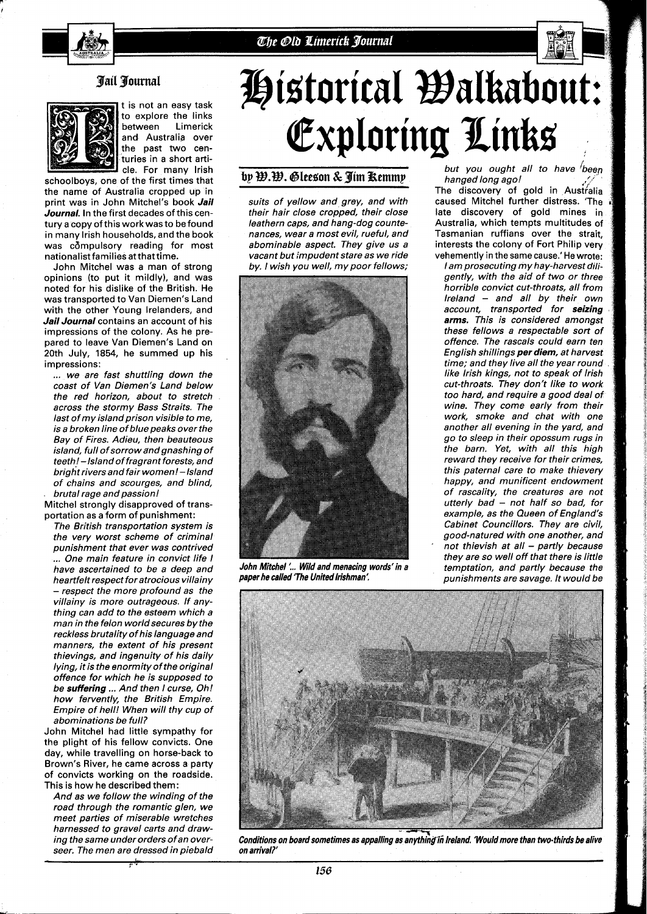# Historical Walkabout: Exploring Links

## by W.W. Gleeson & Jim Kemmy

### Jail Journal

It is not an easy task to explore the links between Limerick and Australia over the past two centuries in a short article. For many Irish schoolboys, one of the first times that the name of Australia cropped up in print was in John Mitchel's book ***Jail Journal***. In the first decades of this century a copy of this work was to be found in many Irish households, and the book was compulsory reading for most nationalist families at that time.

John Mitchel was a man of strong opinions (to put it mildly), and was noted for his dislike of the British. He was transported to Van Diemen's Land with the other Young Irelanders, and ***Jail Journal*** contains an account of his impressions of the colony. As he prepared to leave Van Diemen's Land on 20th July, 1854, he summed up his impressions:

> *... we are fast shuttling down the coast of Van Diemen's Land below the red horizon, about to stretch across the stormy Bass Straits. The last of my island prison visible to me, is a broken line of blue peaks over the Bay of Fires. Adieu, then beauteous island, full of sorrow and gnashing of teeth! – Island of fragrant forests, and bright rivers and fair women! – Island of chains and scourges, and blind, brutal rage and passion!*

Mitchel strongly disapproved of transportation as a form of punishment:

> *The British transportation system is the very worst scheme of criminal punishment that ever was contrived ... One main feature in convict life I have ascertained to be a deep and heartfelt respect for atrocious villainy – respect the more profound as the villainy is more outrageous. If anything can add to the esteem which a man in the felon world secures by the reckless brutality of his language and manners, the extent of his present thievings, and ingenuity of his daily lying, it is the enormity of the original offence for which he is supposed to be **suffering** ... And then I curse, Oh! how fervently, the British Empire. Empire of hell! When will thy cup of abominations be full?*

John Mitchel had little sympathy for the plight of his fellow convicts. One day, while travelling on horse-back to Brown's River, he came across a party of convicts working on the roadside. This is how he described them:

> *And as we follow the winding of the road through the romantic glen, we meet parties of miserable wretches harnessed to gravel carts and drawing the same under orders of an overseer. The men are dressed in piebald suits of yellow and grey, and with their hair close cropped, their close leathern caps, and hang-dog countenances, wear a most evil, rueful, and abominable aspect. They give us a vacant but impudent stare as we ride by. I wish you well, my poor fellows; but you ought all to have been hanged long ago!*

John Mitchel '... Wild and menacing words' in a paper he called 'The United Irishman'.

The discovery of gold in Australia caused Mitchel further distress. 'The late discovery of gold mines in Australia, which tempts multitudes of Tasmanian ruffians over the strait, interests the colony of Fort Philip very vehemently in the same cause.' He wrote:

> *I am prosecuting my hay-harvest diligently, with the aid of two or three horrible convict cut-throats, all from Ireland – and all by their own account, transported for **seizing arms**. This is considered amongst these fellows a respectable sort of offence. The rascals could earn ten English shillings **per diem**, at harvest time; and they live all the year round like Irish kings, not to speak of Irish cut-throats. They don't like to work too hard, and require a good deal of wine. They come early from their work, smoke and chat with one another all evening in the yard, and go to sleep in their opossum rugs in the barn. Yet, with all this high reward they receive for their crimes, this paternal care to make thievery happy, and munificent endowment of rascality, the creatures are not utterly bad – not half so bad, for example, as the Queen of England's Cabinet Councillors. They are civil, good-natured with one another, and not thievish at all – partly because they are so well off that there is little temptation, and partly because the punishments are savage. It would be*

Conditions on board sometimes as appalling as anything in Ireland. 'Would more than two-thirds be alive on arrival?'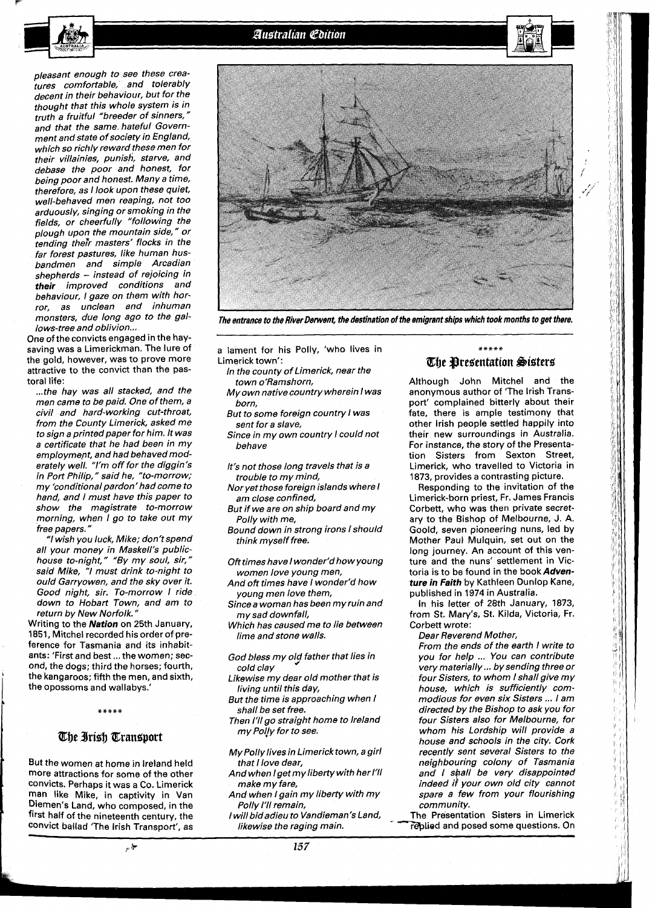*pleasant enough to see these creatures comfortable, and tolerably decent in their behaviour, but for the thought that this whole system is in truth a fruitful "breeder of sinners," and that the same hateful Government and state of society in England, which so richly reward these men for their villainies, punish, starve, and debase the poor and honest, for being poor and honest. Many a time, therefore, as I look upon these quiet, well-behaved men reaping, not too arduously, singing or smoking in the fields, or cheerfully "following the plough upon the mountain side," or tending their masters' flocks in the far forest pastures, like human husbandmen and simple Arcadian shepherds – instead of rejoicing in* ***their*** *improved conditions and behaviour, I gaze on them with horror, as unclean and inhuman monsters, due long ago to the gallows-tree and oblivion...*

One of the convicts engaged in the hay-saving was a Limerickman. The lure of the gold, however, was to prove more attractive to the convict than the pastoral life:

*...the hay was all stacked, and the men came to be paid. One of them, a civil and hard-working cut-throat, from the County Limerick, asked me to sign a printed paper for him. It was a certificate that he had been in my employment, and had behaved moderately well. "I'm off for the diggin's in Port Philip," said he, "to-morrow; my 'conditional pardon' had come to hand, and I must have this paper to show the magistrate to-morrow morning, when I go to take out my free papers."*

*"I wish you luck, Mike; don't spend all your money in Maskell's public-house to-night," "By my soul, sir," said Mike, "I must drink to-night to ould Garryowen, and the sky over it. Good night, sir. To-morrow I ride down to Hobart Town, and am to return by New Norfolk."*

Writing to the ***Nation*** on 25th January, 1851, Mitchel recorded his order of preference for Tasmania and its inhabitants: 'First and best ... the women; second, the dogs; third the horses; fourth, the kangaroos; fifth the men, and sixth, the opossoms and wallabys.'

\*\*\*\*\*

## The Irish Transport

But the women at home in Ireland held more attractions for some of the other convicts. Perhaps it was a Co. Limerick man like Mike, in captivity in Van Diemen's Land, who composed, in the first half of the nineteenth century, the convict ballad 'The Irish Transport', as a lament for his Polly, 'who lives in Limerick town':

*In the county of Limerick, near the town o'Ramshorn,*
*My own native country wherein I was born,*
*But to some foreign country I was sent for a slave,*
*Since in my own country I could not behave*

*It's not those long travels that is a trouble to my mind,*
*Nor yet those foreign islands where I am close confined,*
*But if we are on ship board and my Polly with me,*
*Bound down in strong irons I should think myself free.*

*Oft times have I wonder'd how young women love young men,*
*And oft times have I wonder'd how young men love them,*
*Since a woman has been my ruin and my sad downfall,*
*Which has caused me to lie between lime and stone walls.*

*God bless my old father that lies in cold clay*
*Likewise my dear old mother that is living until this day,*
*But the time is approaching when I shall be set free.*
*Then I'll go straight home to Ireland my Polly for to see.*

*My Polly lives in Limerick town, a girl that I love dear,*
*And when I get my liberty with her I'll make my fare,*
*And when I gain my liberty with my Polly I'll remain,*
*I will bid adieu to Vandieman's Land, likewise the raging main.*

The entrance to the River Derwent, the destination of the emigrant ships which took months to get there.

\*\*\*\*\*

## The Presentation Sisters

Although John Mitchel and the anonymous author of 'The Irish Transport' complained bitterly about their fate, there is ample testimony that other Irish people settled happily into their new surroundings in Australia. For instance, the story of the Presentation Sisters from Sexton Street, Limerick, who travelled to Victoria in 1873, provides a contrasting picture.

Responding to the invitation of the Limerick-born priest, Fr. James Francis Corbett, who was then private secretary to the Bishop of Melbourne, J. A. Goold, seven pioneering nuns, led by Mother Paul Mulquin, set out on the long journey. An account of this venture and the nuns' settlement in Victoria is to be found in the book ***Adventure in Faith*** by Kathleen Dunlop Kane, published in 1974 in Australia.

In his letter of 28th January, 1873, from St. Mary's, St. Kilda, Victoria, Fr. Corbett wrote:

*Dear Reverend Mother,*

*From the ends of the earth I write to you for help ... You can contribute very materially ... by sending three or four Sisters, to whom I shall give my house, which is sufficiently commodious for even six Sisters ... I am directed by the Bishop to ask you for four Sisters also for Melbourne, for whom his Lordship will provide a house and schools in the city. Cork recently sent several Sisters to the neighbouring colony of Tasmania and I shall be very disappointed indeed if your own old city cannot spare a few from your flourishing community.*

The Presentation Sisters in Limerick replied and posed some questions. On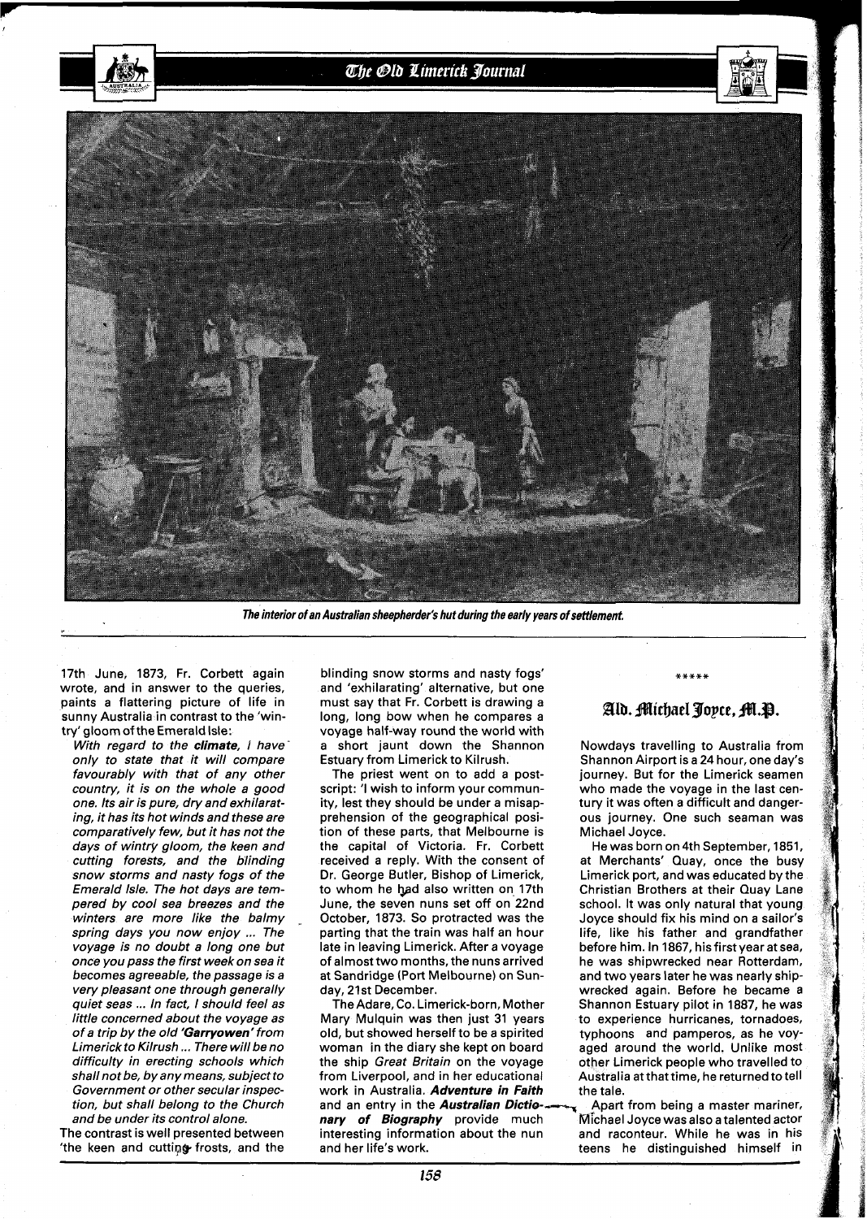*The interior of an Australian sheepherder's hut during the early years of settlement.*

17th June, 1873, Fr. Corbett again wrote, and in answer to the queries, paints a flattering picture of life in sunny Australia in contrast to the 'wintry' gloom of the Emerald Isle:

*With regard to the **climate**, I have only to state that it will compare favourably with that of any other country, it is on the whole a good one. Its air is pure, dry and exhilarating, it has its hot winds and these are comparatively few, but it has not the days of wintry gloom, the keen and cutting forests, and the blinding snow storms and nasty fogs of the Emerald Isle. The hot days are tempered by cool sea breezes and the winters are more like the balmy spring days you now enjoy ... The voyage is no doubt a long one but once you pass the first week on sea it becomes agreeable, the passage is a very pleasant one through generally quiet seas ... In fact, I should feel as little concerned about the voyage as of a trip by the old **'Garryowen'** from Limerick to Kilrush ... There will be no difficulty in erecting schools which shall not be, by any means, subject to Government or other secular inspection, but shall belong to the Church and be under its control alone.*

The contrast is well presented between 'the keen and cutting frosts, and the blinding snow storms and nasty fogs' and 'exhilarating' alternative, but one must say that Fr. Corbett is drawing a long, long bow when he compares a voyage half-way round the world with a short jaunt down the Shannon Estuary from Limerick to Kilrush.

The priest went on to add a postscript: 'I wish to inform your community, lest they should be under a misapprehension of the geographical position of these parts, that Melbourne is the capital of Victoria. Fr. Corbett received a reply. With the consent of Dr. George Butler, Bishop of Limerick, to whom he had also written on 17th June, the seven nuns set off on 22nd October, 1873. So protracted was the parting that the train was half an hour late in leaving Limerick. After a voyage of almost two months, the nuns arrived at Sandridge (Port Melbourne) on Sunday, 21st December.

The Adare, Co. Limerick-born, Mother Mary Mulquin was then just 31 years old, but showed herself to be a spirited woman in the diary she kept on board the ship *Great Britain* on the voyage from Liverpool, and in her educational work in Australia. ***Adventure in Faith*** and an entry in the ***Australian Dictionary of Biography*** provide much interesting information about the nun and her life's work.

\*\*\*\*\*

## Ald. Michael Joyce, M.P.

Nowdays travelling to Australia from Shannon Airport is a 24 hour, one day's journey. But for the Limerick seamen who made the voyage in the last century it was often a difficult and dangerous journey. One such seaman was Michael Joyce.

He was born on 4th September, 1851, at Merchants' Quay, once the busy Limerick port, and was educated by the Christian Brothers at their Quay Lane school. It was only natural that young Joyce should fix his mind on a sailor's life, like his father and grandfather before him. In 1867, his first year at sea, he was shipwrecked near Rotterdam, and two years later he was nearly shipwrecked again. Before he became a Shannon Estuary pilot in 1887, he was to experience hurricanes, tornadoes, typhoons and pamperos, as he voyaged around the world. Unlike most other Limerick people who travelled to Australia at that time, he returned to tell the tale.

Apart from being a master mariner, Michael Joyce was also a talented actor and raconteur. While he was in his teens he distinguished himself in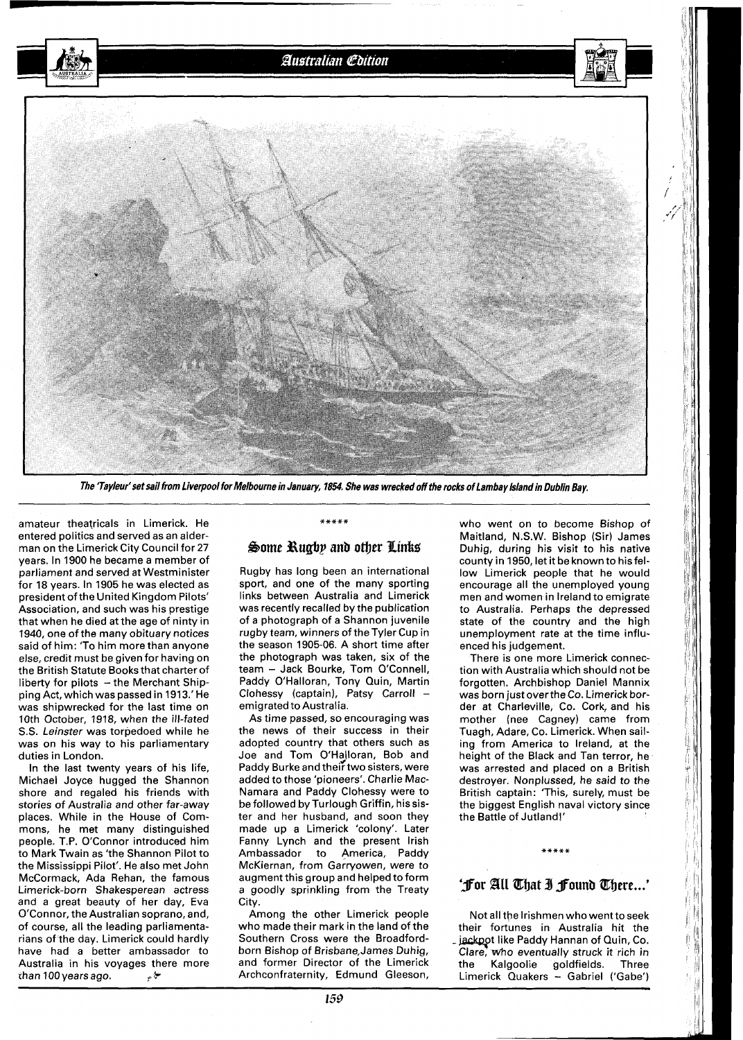*The 'Tayleur' set sail from Liverpool for Melbourne in January, 1854. She was wrecked off the rocks of Lambay Island in Dublin Bay.*

amateur theatricals in Limerick. He entered politics and served as an alderman on the Limerick City Council for 27 years. In 1900 he became a member of parliament and served at Westminister for 18 years. In 1905 he was elected as president of the United Kingdom Pilots' Association, and such was his prestige that when he died at the age of ninty in 1940, one of the many obituary notices said of him: 'To him more than anyone else, credit must be given for having on the British Statute Books that charter of liberty for pilots – the Merchant Shipping Act, which was passed in 1913.' He was shipwrecked for the last time on 10th October, 1918, when the ill-fated S.S. *Leinster* was torpedoed while he was on his way to his parliamentary duties in London.

In the last twenty years of his life, Michael Joyce hugged the Shannon shore and regaled his friends with stories of Australia and other far-away places. While in the House of Commons, he met many distinguished people. T.P. O'Connor introduced him to Mark Twain as 'the Shannon Pilot to the Mississippi Pilot'. He also met John McCormack, Ada Rehan, the famous Limerick-born Shakesperean actress and a great beauty of her day, Eva O'Connor, the Australian soprano, and, of course, all the leading parliamentarians of the day. Limerick could hardly have had a better ambassador to Australia in his voyages there more than 100 years ago.

\*\*\*\*\*

## Some Rugby and other Links

Rugby has long been an international sport, and one of the many sporting links between Australia and Limerick was recently recalled by the publication of a photograph of a Shannon juvenile rugby team, winners of the Tyler Cup in the season 1905-06. A short time after the photograph was taken, six of the team – Jack Bourke, Tom O'Connell, Paddy O'Halloran, Tony Quin, Martin Clohessy (captain), Patsy Carroll – emigrated to Australia.

As time passed, so encouraging was the news of their success in their adopted country that others such as Joe and Tom O'Halloran, Bob and Paddy Burke and their two sisters, were added to those 'pioneers'. Charlie MacNamara and Paddy Clohessy were to be followed by Turlough Griffin, his sister and her husband, and soon they made up a Limerick 'colony'. Later Fanny Lynch and the present Irish Ambassador to America, Paddy McKiernan, from Garryowen, were to augment this group and helped to form a goodly sprinkling from the Treaty City.

Among the other Limerick people who made their mark in the land of the Southern Cross were the Broadford-born Bishop of Brisbane, James Duhig, and former Director of the Limerick Archconfraternity, Edmund Gleeson, who went on to become Bishop of Maitland, N.S.W. Bishop (Sir) James Duhig, during his visit to his native county in 1950, let it be known to his fellow Limerick people that he would encourage all the unemployed young men and women in Ireland to emigrate to Australia. Perhaps the depressed state of the country and the high unemployment rate at the time influenced his judgement.

There is one more Limerick connection with Australia which should not be forgotten. Archbishop Daniel Mannix was born just over the Co. Limerick border at Charleville, Co. Cork, and his mother (nee Cagney) came from Tuagh, Adare, Co. Limerick. When sailing from America to Ireland, at the height of the Black and Tan terror, he was arrested and placed on a British destroyer. Nonplussed, he said to the British captain: 'This, surely, must be the biggest English naval victory since the Battle of Jutland!'

\*\*\*\*\*

## 'For All That I Found There...'

Not all the Irishmen who went to seek their fortunes in Australia hit the jackpot like Paddy Hannan of Quin, Co. Clare, who eventually struck it rich in the Kalgoolie goldfields. Three Limerick Quakers – Gabriel ('Gabe')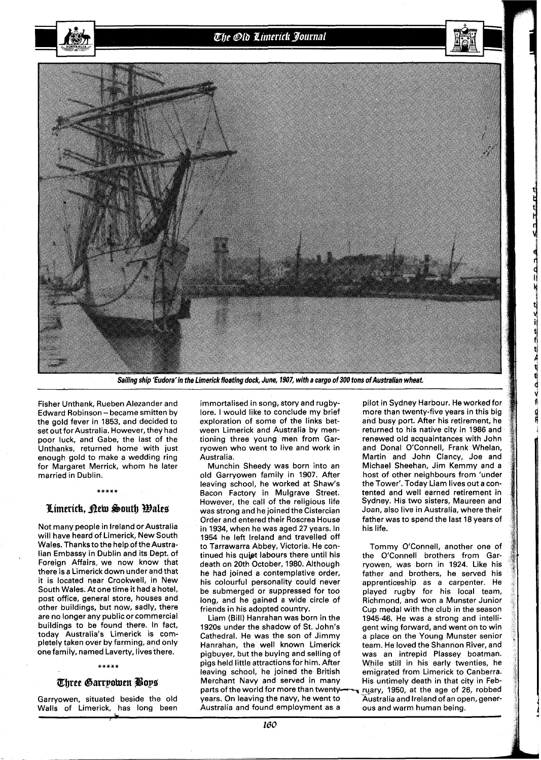Sailing ship 'Eudora' in the Limerick floating dock, June, 1907, with a cargo of 300 tons of Australian wheat.

Fisher Unthank, Rueben Alezander and Edward Robinson – became smitten by the gold fever in 1853, and decided to set out for Australia. However, they had poor luck, and Gabe, the last of the Unthanks, returned home with just enough gold to make a wedding ring for Margaret Merrick, whom he later married in Dublin.

\*\*\*\*\*

## Limerick, New South Wales

Not many people in Ireland or Australia will have heard of Limerick, New South Wales. Thanks to the help of the Australian Embassy in Dublin and its Dept. of Foreign Affairs, we now know that there is a Limerick down under and that it is located near Crookwell, in New South Wales. At one time it had a hotel, post office, general store, houses and other buildings, but now, sadly, there are no longer any public or commercial buildings to be found there. In fact, today Australia's Limerick is completely taken over by farming, and only one family, named Laverty, lives there.

\*\*\*\*\*

## Three Garryowen Boys

Garryowen, situated beside the old Walls of Limerick, has long been immortalised in song, story and rugby-lore. I would like to conclude my brief exploration of some of the links between Limerick and Australia by mentioning three young men from Garryowen who went to live and work in Australia.

Munchin Sheedy was born into an old Garryowen family in 1907. After leaving school, he worked at Shaw's Bacon Factory in Mulgrave Street. However, the call of the religious life was strong and he joined the Cistercian Order and entered their Roscrea House in 1934, when he was aged 27 years. In 1954 he left Ireland and travelled off to Tarrawarra Abbey, Victoria. He continued his quiet labours there until his death on 20th October, 1980. Although he had joined a contemplative order, his colourful personality could never be submerged or suppressed for too long, and he gained a wide circle of friends in his adopted country.

Liam (Bill) Hanrahan was born in the 1920s under the shadow of St. John's Cathedral. He was the son of Jimmy Hanrahan, the well known Limerick pigbuyer, but the buying and selling of pigs held little attractions for him. After leaving school, he joined the British Merchant Navy and served in many parts of the world for more than twenty years. On leaving the navy, he went to Australia and found employment as a pilot in Sydney Harbour. He worked for more than twenty-five years in this big and busy port. After his retirement, he returned to his native city in 1986 and renewed old acquaintances with John and Donal O'Connell, Frank Whelan, Martin and John Clancy, Joe and Michael Sheehan, Jim Kemmy and a host of other neighbours from 'under the Tower'. Today Liam lives out a contented and well earned retirement in Sydney. His two sisters, Maureen and Joan, also live in Australia, where their father was to spend the last 18 years of his life.

Tommy O'Connell, another one of the O'Connell brothers from Garryowen, was born in 1924. Like his father and brothers, he served his apprenticeship as a carpenter. He played rugby for his local team, Richmond, and won a Munster Junior Cup medal with the club in the season 1945-46. He was a strong and intelligent wing forward, and went on to win a place on the Young Munster senior team. He loved the Shannon River, and was an intrepid Plassey boatman. While still in his early twenties, he emigrated from Limerick to Canberra. His untimely death in that city in February, 1950, at the age of 26, robbed Australia and Ireland of an open, generous and warm human being.